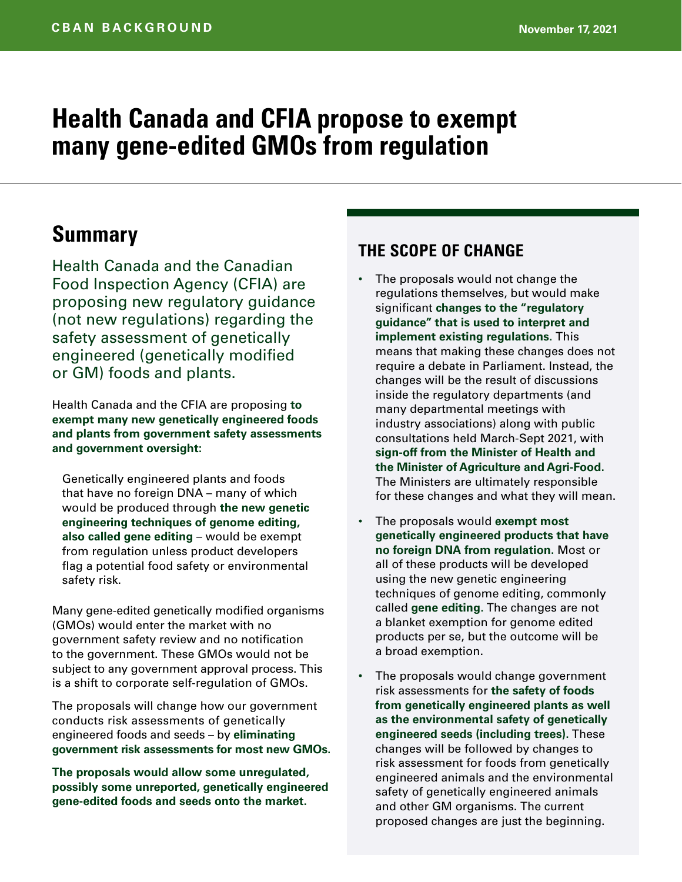CBAN BACKGROUND

November 17, 2021

# Health Canada and CFIA propose to exempt many gene-edited GMOs from regulation

## Summary

Health Canada and the Canadian Food Inspection Agency (CFIA) are proposing new regulatory guidance (not new regulations) regarding the safety assessment of genetically engineered (genetically modified or GM) foods and plants.

Health Canada and the CFIA are proposing **to exempt many new genetically engineered foods and plants from government safety assessments and government oversight:**

> Genetically engineered plants and foods that have no foreign DNA – many of which would be produced through **the new genetic engineering techniques of genome editing, also called gene editing** – would be exempt from regulation unless product developers flag a potential food safety or environmental safety risk.

Many gene-edited genetically modified organisms (GMOs) would enter the market with no government safety review and no notification to the government. These GMOs would not be subject to any government approval process. This is a shift to corporate self-regulation of GMOs.

The proposals will change how our government conducts risk assessments of genetically engineered foods and seeds – by **eliminating government risk assessments for most new GMOs.**

**The proposals would allow some unregulated, possibly some unreported, genetically engineered gene-edited foods and seeds onto the market.**

### THE SCOPE OF CHANGE

- The proposals would not change the regulations themselves, but would make significant **changes to the "regulatory guidance" that is used to interpret and implement existing regulations.** This means that making these changes does not require a debate in Parliament. Instead, the changes will be the result of discussions inside the regulatory departments (and many departmental meetings with industry associations) along with public consultations held March-Sept 2021, with **sign-off from the Minister of Health and the Minister of Agriculture and Agri-Food.** The Ministers are ultimately responsible for these changes and what they will mean.
- The proposals would **exempt most genetically engineered products that have no foreign DNA from regulation.** Most or all of these products will be developed using the new genetic engineering techniques of genome editing, commonly called **gene editing.** The changes are not a blanket exemption for genome edited products per se, but the outcome will be a broad exemption.
- The proposals would change government risk assessments for **the safety of foods from genetically engineered plants as well as the environmental safety of genetically engineered seeds (including trees).** These changes will be followed by changes to risk assessment for foods from genetically engineered animals and the environmental safety of genetically engineered animals and other GM organisms. The current proposed changes are just the beginning.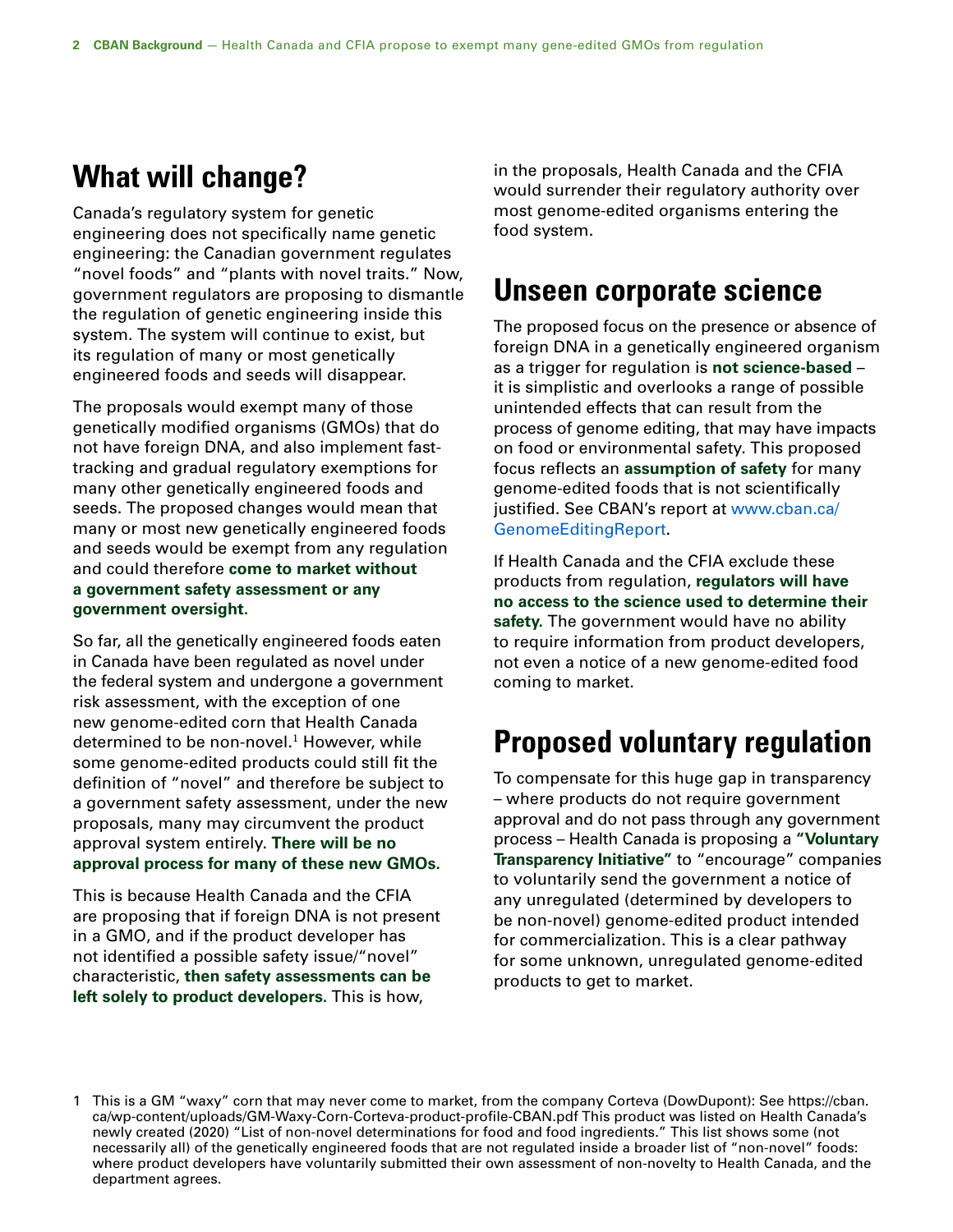## What will change?

Canada's regulatory system for genetic engineering does not specifically name genetic engineering: the Canadian government regulates "novel foods" and "plants with novel traits." Now, government regulators are proposing to dismantle the regulation of genetic engineering inside this system. The system will continue to exist, but its regulation of many or most genetically engineered foods and seeds will disappear.

The proposals would exempt many of those genetically modified organisms (GMOs) that do not have foreign DNA, and also implement fast-tracking and gradual regulatory exemptions for many other genetically engineered foods and seeds. The proposed changes would mean that many or most new genetically engineered foods and seeds would be exempt from any regulation and could therefore **come to market without a government safety assessment or any government oversight.**

So far, all the genetically engineered foods eaten in Canada have been regulated as novel under the federal system and undergone a government risk assessment, with the exception of one new genome-edited corn that Health Canada determined to be non-novel.[1] However, while some genome-edited products could still fit the definition of "novel" and therefore be subject to a government safety assessment, under the new proposals, many may circumvent the product approval system entirely. **There will be no approval process for many of these new GMOs.**

This is because Health Canada and the CFIA are proposing that if foreign DNA is not present in a GMO, and if the product developer has not identified a possible safety issue/"novel" characteristic, **then safety assessments can be left solely to product developers.** This is how, in the proposals, Health Canada and the CFIA would surrender their regulatory authority over most genome-edited organisms entering the food system.

## Unseen corporate science

The proposed focus on the presence or absence of foreign DNA in a genetically engineered organism as a trigger for regulation is **not science-based** – it is simplistic and overlooks a range of possible unintended effects that can result from the process of genome editing, that may have impacts on food or environmental safety. This proposed focus reflects an **assumption of safety** for many genome-edited foods that is not scientifically justified. See CBAN's report at www.cban.ca/GenomeEditingReport.

If Health Canada and the CFIA exclude these products from regulation, **regulators will have no access to the science used to determine their safety.** The government would have no ability to require information from product developers, not even a notice of a new genome-edited food coming to market.

## Proposed voluntary regulation

To compensate for this huge gap in transparency – where products do not require government approval and do not pass through any government process – Health Canada is proposing a **"Voluntary Transparency Initiative"** to "encourage" companies to voluntarily send the government a notice of any unregulated (determined by developers to be non-novel) genome-edited product intended for commercialization. This is a clear pathway for some unknown, unregulated genome-edited products to get to market.

1 This is a GM "waxy" corn that may never come to market, from the company Corteva (DowDupont): See https://cban.ca/wp-content/uploads/GM-Waxy-Corn-Corteva-product-profile-CBAN.pdf This product was listed on Health Canada's newly created (2020) "List of non-novel determinations for food and food ingredients." This list shows some (not necessarily all) of the genetically engineered foods that are not regulated inside a broader list of "non-novel" foods: where product developers have voluntarily submitted their own assessment of non-novelty to Health Canada, and the department agrees.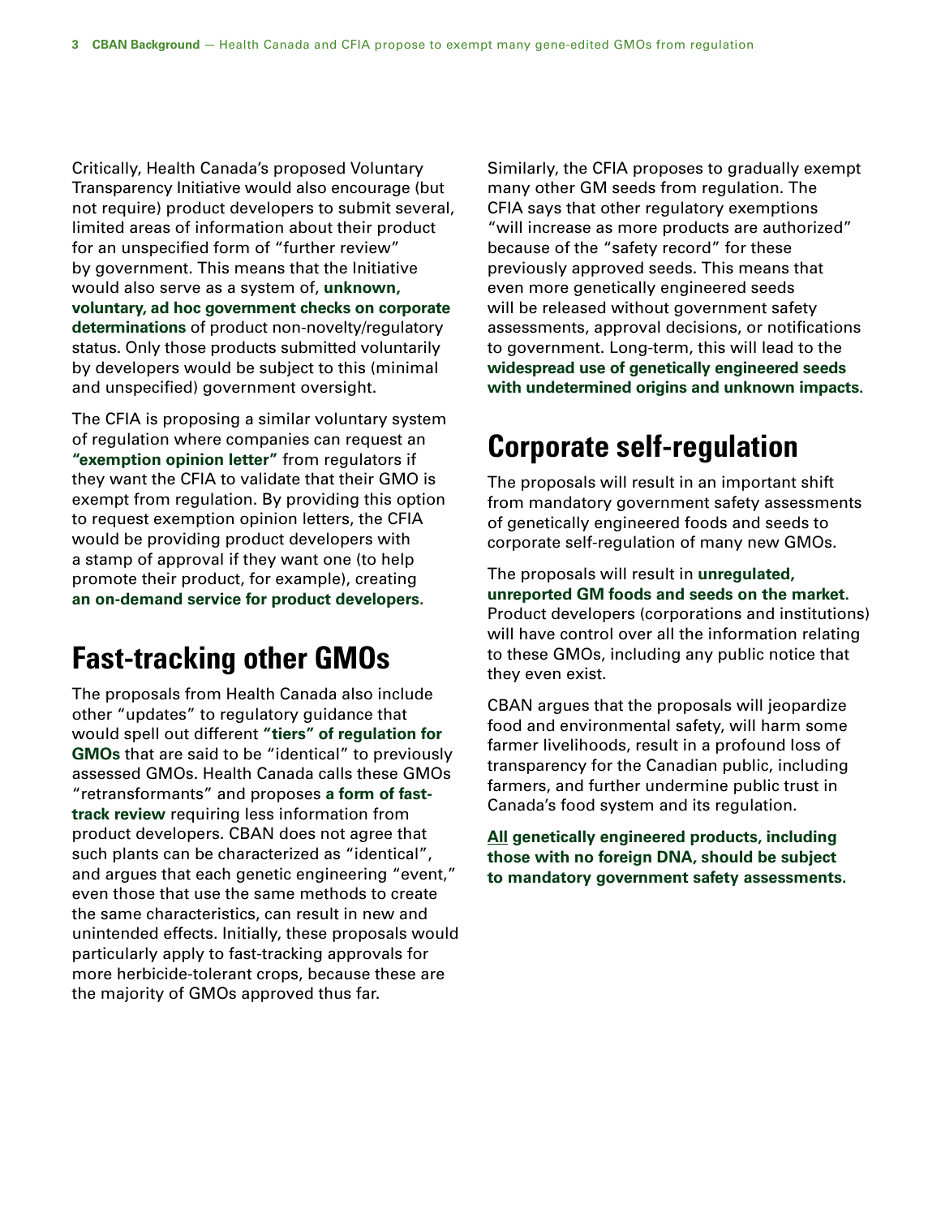Critically, Health Canada's proposed Voluntary Transparency Initiative would also encourage (but not require) product developers to submit several, limited areas of information about their product for an unspecified form of "further review" by government. This means that the Initiative would also serve as a system of, **unknown, voluntary, ad hoc government checks on corporate determinations** of product non-novelty/regulatory status. Only those products submitted voluntarily by developers would be subject to this (minimal and unspecified) government oversight.

The CFIA is proposing a similar voluntary system of regulation where companies can request an **"exemption opinion letter"** from regulators if they want the CFIA to validate that their GMO is exempt from regulation. By providing this option to request exemption opinion letters, the CFIA would be providing product developers with a stamp of approval if they want one (to help promote their product, for example), creating **an on-demand service for product developers**.

## Fast-tracking other GMOs

The proposals from Health Canada also include other "updates" to regulatory guidance that would spell out different **"tiers" of regulation for GMOs** that are said to be "identical" to previously assessed GMOs. Health Canada calls these GMOs "retransformants" and proposes **a form of fast-track review** requiring less information from product developers. CBAN does not agree that such plants can be characterized as "identical", and argues that each genetic engineering "event," even those that use the same methods to create the same characteristics, can result in new and unintended effects. Initially, these proposals would particularly apply to fast-tracking approvals for more herbicide-tolerant crops, because these are the majority of GMOs approved thus far.

Similarly, the CFIA proposes to gradually exempt many other GM seeds from regulation. The CFIA says that other regulatory exemptions "will increase as more products are authorized" because of the "safety record" for these previously approved seeds. This means that even more genetically engineered seeds will be released without government safety assessments, approval decisions, or notifications to government. Long-term, this will lead to the **widespread use of genetically engineered seeds with undetermined origins and unknown impacts**.

## Corporate self-regulation

The proposals will result in an important shift from mandatory government safety assessments of genetically engineered foods and seeds to corporate self-regulation of many new GMOs.

The proposals will result in **unregulated, unreported GM foods and seeds on the market**. Product developers (corporations and institutions) will have control over all the information relating to these GMOs, including any public notice that they even exist.

CBAN argues that the proposals will jeopardize food and environmental safety, will harm some farmer livelihoods, result in a profound loss of transparency for the Canadian public, including farmers, and further undermine public trust in Canada's food system and its regulation.

**<u>All</u> genetically engineered products, including those with no foreign DNA, should be subject to mandatory government safety assessments.**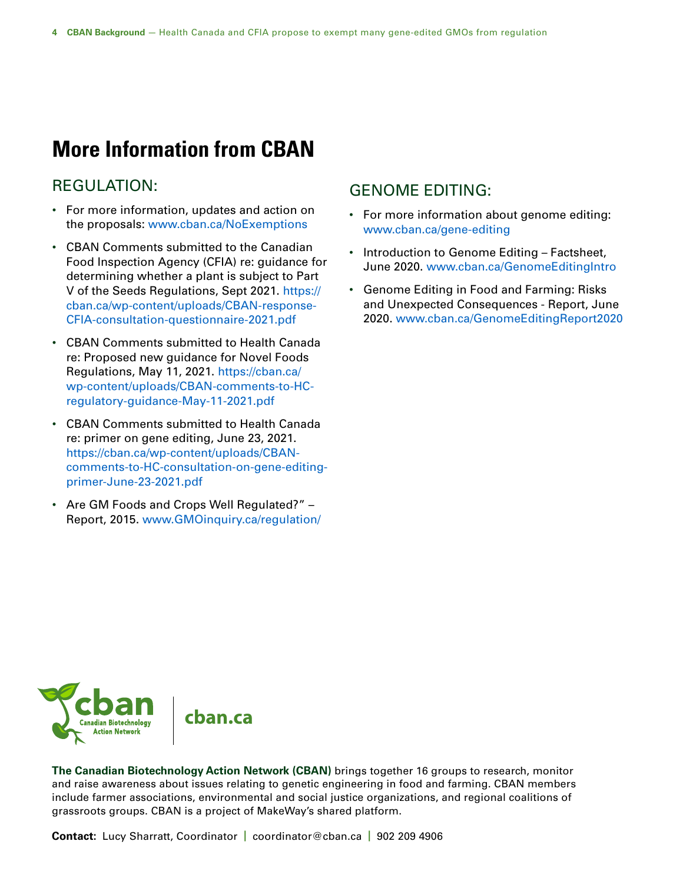# More Information from CBAN

## REGULATION:

- For more information, updates and action on the proposals: www.cban.ca/NoExemptions
- CBAN Comments submitted to the Canadian Food Inspection Agency (CFIA) re: guidance for determining whether a plant is subject to Part V of the Seeds Regulations, Sept 2021. https://cban.ca/wp-content/uploads/CBAN-response-CFIA-consultation-questionnaire-2021.pdf
- CBAN Comments submitted to Health Canada re: Proposed new guidance for Novel Foods Regulations, May 11, 2021. https://cban.ca/wp-content/uploads/CBAN-comments-to-HC-regulatory-guidance-May-11-2021.pdf
- CBAN Comments submitted to Health Canada re: primer on gene editing, June 23, 2021. https://cban.ca/wp-content/uploads/CBAN-comments-to-HC-consultation-on-gene-editing-primer-June-23-2021.pdf
- Are GM Foods and Crops Well Regulated?" – Report, 2015. www.GMOinquiry.ca/regulation/

## GENOME EDITING:

- For more information about genome editing: www.cban.ca/gene-editing
- Introduction to Genome Editing – Factsheet, June 2020. www.cban.ca/GenomeEditingIntro
- Genome Editing in Food and Farming: Risks and Unexpected Consequences - Report, June 2020. www.cban.ca/GenomeEditingReport2020

cban Canadian Biotechnology Action Network | **cban.ca**

**The Canadian Biotechnology Action Network (CBAN)** brings together 16 groups to research, monitor and raise awareness about issues relating to genetic engineering in food and farming. CBAN members include farmer associations, environmental and social justice organizations, and regional coalitions of grassroots groups. CBAN is a project of MakeWay's shared platform.

**Contact:** Lucy Sharratt, Coordinator | coordinator@cban.ca | 902 209 4906